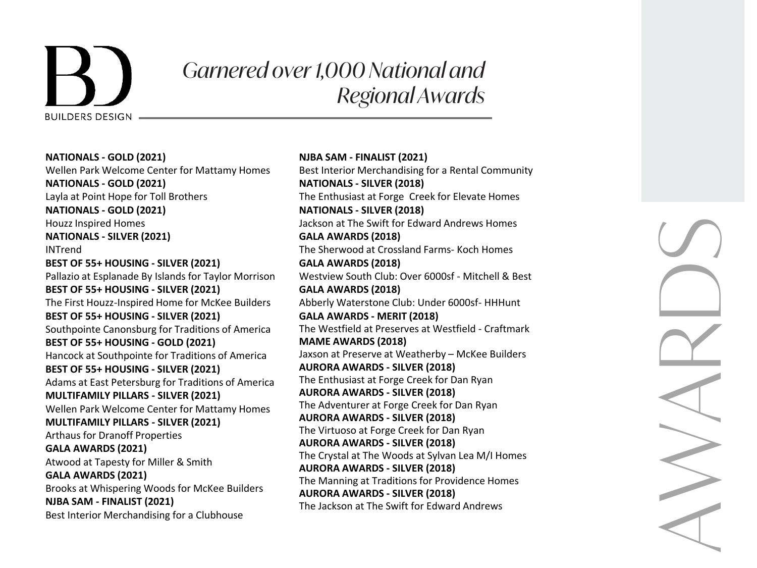BUILDERS DESIGN

# Garnered over 1,000 National and Regional Awards

# AWARDS

**NATIONALS - GOLD (2021)**
Wellen Park Welcome Center for Mattamy Homes
**NATIONALS - GOLD (2021)**
Layla at Point Hope for Toll Brothers
**NATIONALS - GOLD (2021)**
Houzz Inspired Homes
**NATIONALS - SILVER (2021)**
INTrend
**BEST OF 55+ HOUSING - SILVER (2021)**
Pallazio at Esplanade By Islands for Taylor Morrison
**BEST OF 55+ HOUSING - SILVER (2021)**
The First Houzz-Inspired Home for McKee Builders
**BEST OF 55+ HOUSING - SILVER (2021)**
Southpointe Canonsburg for Traditions of America
**BEST OF 55+ HOUSING - GOLD (2021)**
Hancock at Southpointe for Traditions of America
**BEST OF 55+ HOUSING - SILVER (2021)**
Adams at East Petersburg for Traditions of America
**MULTIFAMILY PILLARS - SILVER (2021)**
Wellen Park Welcome Center for Mattamy Homes
**MULTIFAMILY PILLARS - SILVER (2021)**
Arthaus for Dranoff Properties
**GALA AWARDS (2021)**
Atwood at Tapesty for Miller & Smith
**GALA AWARDS (2021)**
Brooks at Whispering Woods for McKee Builders
**NJBA SAM - FINALIST (2021)**
Best Interior Merchandising for a Clubhouse
**NJBA SAM - FINALIST (2021)**
Best Interior Merchandising for a Rental Community
**NATIONALS - SILVER (2018)**
The Enthusiast at Forge Creek for Elevate Homes
**NATIONALS - SILVER (2018)**
Jackson at The Swift for Edward Andrews Homes
**GALA AWARDS (2018)**
The Sherwood at Crossland Farms- Koch Homes
**GALA AWARDS (2018)**
Westview South Club: Over 6000sf - Mitchell & Best
**GALA AWARDS (2018)**
Abberly Waterstone Club: Under 6000sf- HHHunt
**GALA AWARDS - MERIT (2018)**
The Westfield at Preserves at Westfield - Craftmark
**MAME AWARDS (2018)**
Jaxson at Preserve at Weatherby – McKee Builders
**AURORA AWARDS - SILVER (2018)**
The Enthusiast at Forge Creek for Dan Ryan
**AURORA AWARDS - SILVER (2018)**
The Adventurer at Forge Creek for Dan Ryan
**AURORA AWARDS - SILVER (2018)**
The Virtuoso at Forge Creek for Dan Ryan
**AURORA AWARDS - SILVER (2018)**
The Crystal at The Woods at Sylvan Lea M/I Homes
**AURORA AWARDS - SILVER (2018)**
The Manning at Traditions for Providence Homes
**AURORA AWARDS - SILVER (2018)**
The Jackson at The Swift for Edward Andrews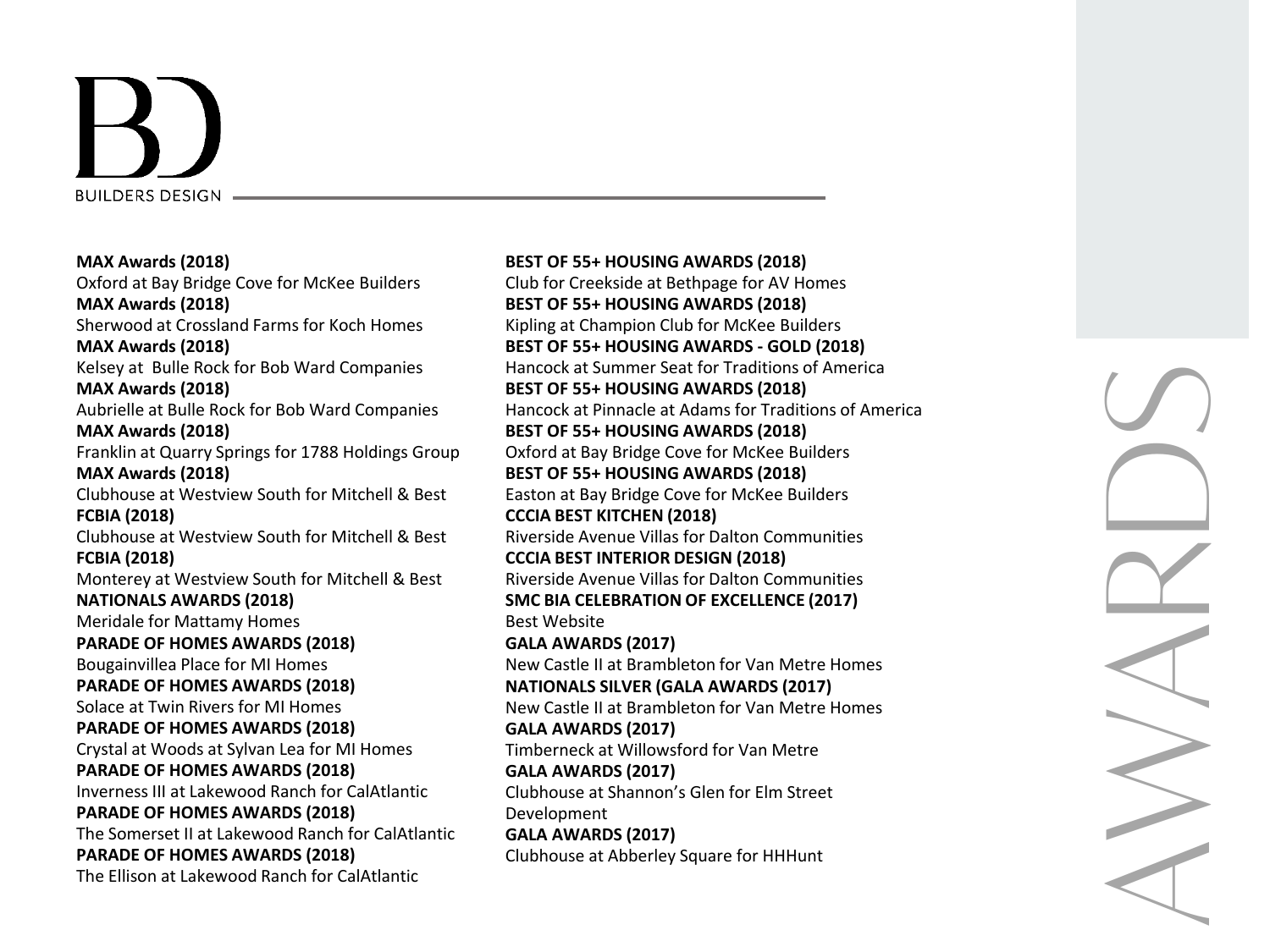# BUILDERS DESIGN

## AWARDS

**MAX Awards (2018)**
Oxford at Bay Bridge Cove for McKee Builders
**MAX Awards (2018)**
Sherwood at Crossland Farms for Koch Homes
**MAX Awards (2018)**
Kelsey at Bulle Rock for Bob Ward Companies
**MAX Awards (2018)**
Aubrielle at Bulle Rock for Bob Ward Companies
**MAX Awards (2018)**
Franklin at Quarry Springs for 1788 Holdings Group
**MAX Awards (2018)**
Clubhouse at Westview South for Mitchell & Best
**FCBIA (2018)**
Clubhouse at Westview South for Mitchell & Best
**FCBIA (2018)**
Monterey at Westview South for Mitchell & Best
**NATIONALS AWARDS (2018)**
Meridale for Mattamy Homes
**PARADE OF HOMES AWARDS (2018)**
Bougainvillea Place for MI Homes
**PARADE OF HOMES AWARDS (2018)**
Solace at Twin Rivers for MI Homes
**PARADE OF HOMES AWARDS (2018)**
Crystal at Woods at Sylvan Lea for MI Homes
**PARADE OF HOMES AWARDS (2018)**
Inverness III at Lakewood Ranch for CalAtlantic
**PARADE OF HOMES AWARDS (2018)**
The Somerset II at Lakewood Ranch for CalAtlantic
**PARADE OF HOMES AWARDS (2018)**
The Ellison at Lakewood Ranch for CalAtlantic

**BEST OF 55+ HOUSING AWARDS (2018)**
Club for Creekside at Bethpage for AV Homes
**BEST OF 55+ HOUSING AWARDS (2018)**
Kipling at Champion Club for McKee Builders
**BEST OF 55+ HOUSING AWARDS - GOLD (2018)**
Hancock at Summer Seat for Traditions of America
**BEST OF 55+ HOUSING AWARDS (2018)**
Hancock at Pinnacle at Adams for Traditions of America
**BEST OF 55+ HOUSING AWARDS (2018)**
Oxford at Bay Bridge Cove for McKee Builders
**BEST OF 55+ HOUSING AWARDS (2018)**
Easton at Bay Bridge Cove for McKee Builders
**CCCIA BEST KITCHEN (2018)**
Riverside Avenue Villas for Dalton Communities
**CCCIA BEST INTERIOR DESIGN (2018)**
Riverside Avenue Villas for Dalton Communities
**SMC BIA CELEBRATION OF EXCELLENCE (2017)**
Best Website
**GALA AWARDS (2017)**
New Castle II at Brambleton for Van Metre Homes
**NATIONALS SILVER (GALA AWARDS (2017)**
New Castle II at Brambleton for Van Metre Homes
**GALA AWARDS (2017)**
Timberneck at Willowsford for Van Metre
**GALA AWARDS (2017)**
Clubhouse at Shannon's Glen for Elm Street Development
**GALA AWARDS (2017)**
Clubhouse at Abberley Square for HHHunt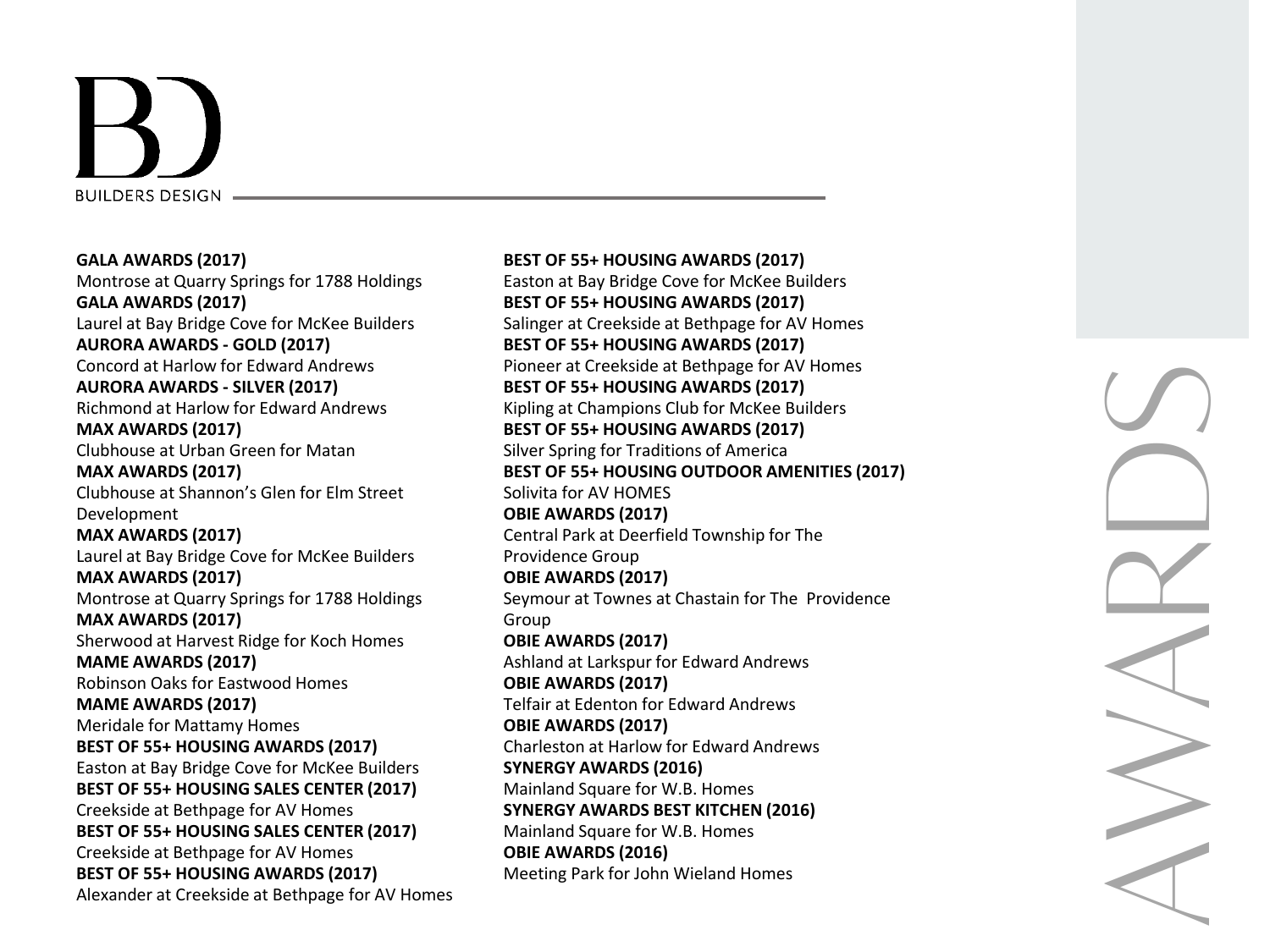# AWARDS

BUILDERS DESIGN

**GALA AWARDS (2017)**
Montrose at Quarry Springs for 1788 Holdings
**GALA AWARDS (2017)**
Laurel at Bay Bridge Cove for McKee Builders
**AURORA AWARDS - GOLD (2017)**
Concord at Harlow for Edward Andrews
**AURORA AWARDS - SILVER (2017)**
Richmond at Harlow for Edward Andrews
**MAX AWARDS (2017)**
Clubhouse at Urban Green for Matan
**MAX AWARDS (2017)**
Clubhouse at Shannon's Glen for Elm Street Development
**MAX AWARDS (2017)**
Laurel at Bay Bridge Cove for McKee Builders
**MAX AWARDS (2017)**
Montrose at Quarry Springs for 1788 Holdings
**MAX AWARDS (2017)**
Sherwood at Harvest Ridge for Koch Homes
**MAME AWARDS (2017)**
Robinson Oaks for Eastwood Homes
**MAME AWARDS (2017)**
Meridale for Mattamy Homes
**BEST OF 55+ HOUSING AWARDS (2017)**
Easton at Bay Bridge Cove for McKee Builders
**BEST OF 55+ HOUSING SALES CENTER (2017)**
Creekside at Bethpage for AV Homes
**BEST OF 55+ HOUSING SALES CENTER (2017)**
Creekside at Bethpage for AV Homes
**BEST OF 55+ HOUSING AWARDS (2017)**
Alexander at Creekside at Bethpage for AV Homes

**BEST OF 55+ HOUSING AWARDS (2017)**
Easton at Bay Bridge Cove for McKee Builders
**BEST OF 55+ HOUSING AWARDS (2017)**
Salinger at Creekside at Bethpage for AV Homes
**BEST OF 55+ HOUSING AWARDS (2017)**
Pioneer at Creekside at Bethpage for AV Homes
**BEST OF 55+ HOUSING AWARDS (2017)**
Kipling at Champions Club for McKee Builders
**BEST OF 55+ HOUSING AWARDS (2017)**
Silver Spring for Traditions of America
**BEST OF 55+ HOUSING OUTDOOR AMENITIES (2017)**
Solivita for AV HOMES
**OBIE AWARDS (2017)**
Central Park at Deerfield Township for The Providence Group
**OBIE AWARDS (2017)**
Seymour at Townes at Chastain for The Providence Group
**OBIE AWARDS (2017)**
Ashland at Larkspur for Edward Andrews
**OBIE AWARDS (2017)**
Telfair at Edenton for Edward Andrews
**OBIE AWARDS (2017)**
Charleston at Harlow for Edward Andrews
**SYNERGY AWARDS (2016)**
Mainland Square for W.B. Homes
**SYNERGY AWARDS BEST KITCHEN (2016)**
Mainland Square for W.B. Homes
**OBIE AWARDS (2016)**
Meeting Park for John Wieland Homes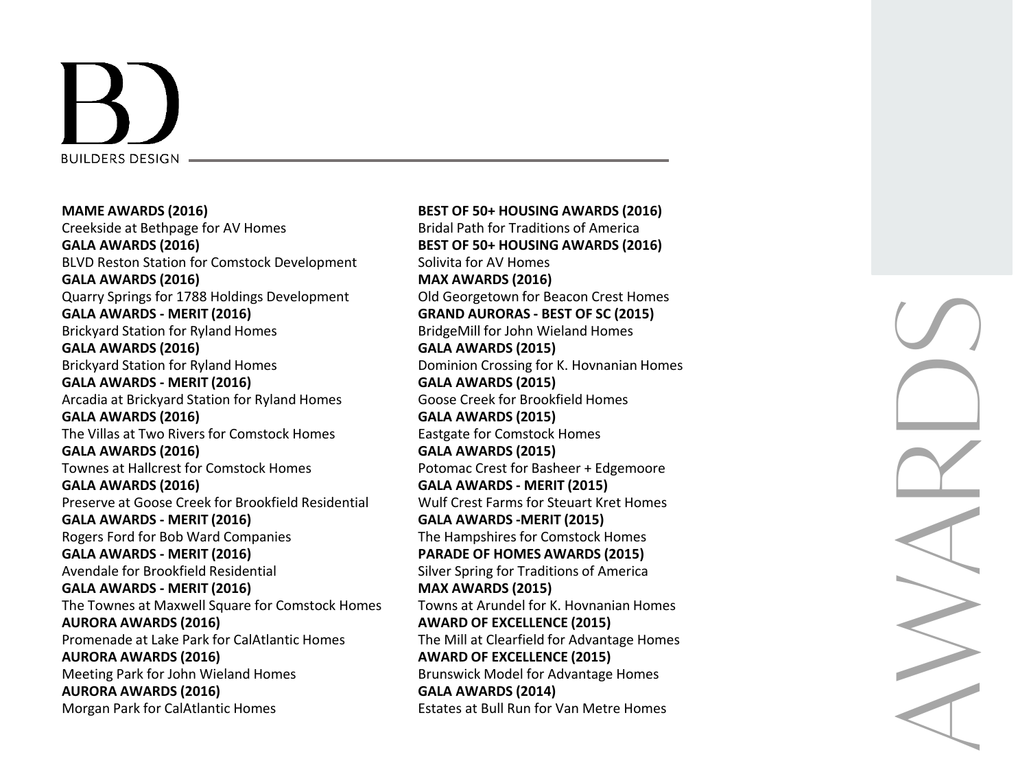# AWARDS

BUILDERS DESIGN

**MAME AWARDS (2016)**
Creekside at Bethpage for AV Homes
**GALA AWARDS (2016)**
BLVD Reston Station for Comstock Development
**GALA AWARDS (2016)**
Quarry Springs for 1788 Holdings Development
**GALA AWARDS - MERIT (2016)**
Brickyard Station for Ryland Homes
**GALA AWARDS (2016)**
Brickyard Station for Ryland Homes
**GALA AWARDS - MERIT (2016)**
Arcadia at Brickyard Station for Ryland Homes
**GALA AWARDS (2016)**
The Villas at Two Rivers for Comstock Homes
**GALA AWARDS (2016)**
Townes at Hallcrest for Comstock Homes
**GALA AWARDS (2016)**
Preserve at Goose Creek for Brookfield Residential
**GALA AWARDS - MERIT (2016)**
Rogers Ford for Bob Ward Companies
**GALA AWARDS - MERIT (2016)**
Avendale for Brookfield Residential
**GALA AWARDS - MERIT (2016)**
The Townes at Maxwell Square for Comstock Homes
**AURORA AWARDS (2016)**
Promenade at Lake Park for CalAtlantic Homes
**AURORA AWARDS (2016)**
Meeting Park for John Wieland Homes
**AURORA AWARDS (2016)**
Morgan Park for CalAtlantic Homes

**BEST OF 50+ HOUSING AWARDS (2016)**
Bridal Path for Traditions of America
**BEST OF 50+ HOUSING AWARDS (2016)**
Solivita for AV Homes
**MAX AWARDS (2016)**
Old Georgetown for Beacon Crest Homes
**GRAND AURORAS - BEST OF SC (2015)**
BridgeMill for John Wieland Homes
**GALA AWARDS (2015)**
Dominion Crossing for K. Hovnanian Homes
**GALA AWARDS (2015)**
Goose Creek for Brookfield Homes
**GALA AWARDS (2015)**
Eastgate for Comstock Homes
**GALA AWARDS (2015)**
Potomac Crest for Basheer + Edgemoore
**GALA AWARDS - MERIT (2015)**
Wulf Crest Farms for Steuart Kret Homes
**GALA AWARDS -MERIT (2015)**
The Hampshires for Comstock Homes
**PARADE OF HOMES AWARDS (2015)**
Silver Spring for Traditions of America
**MAX AWARDS (2015)**
Towns at Arundel for K. Hovnanian Homes
**AWARD OF EXCELLENCE (2015)**
The Mill at Clearfield for Advantage Homes
**AWARD OF EXCELLENCE (2015)**
Brunswick Model for Advantage Homes
**GALA AWARDS (2014)**
Estates at Bull Run for Van Metre Homes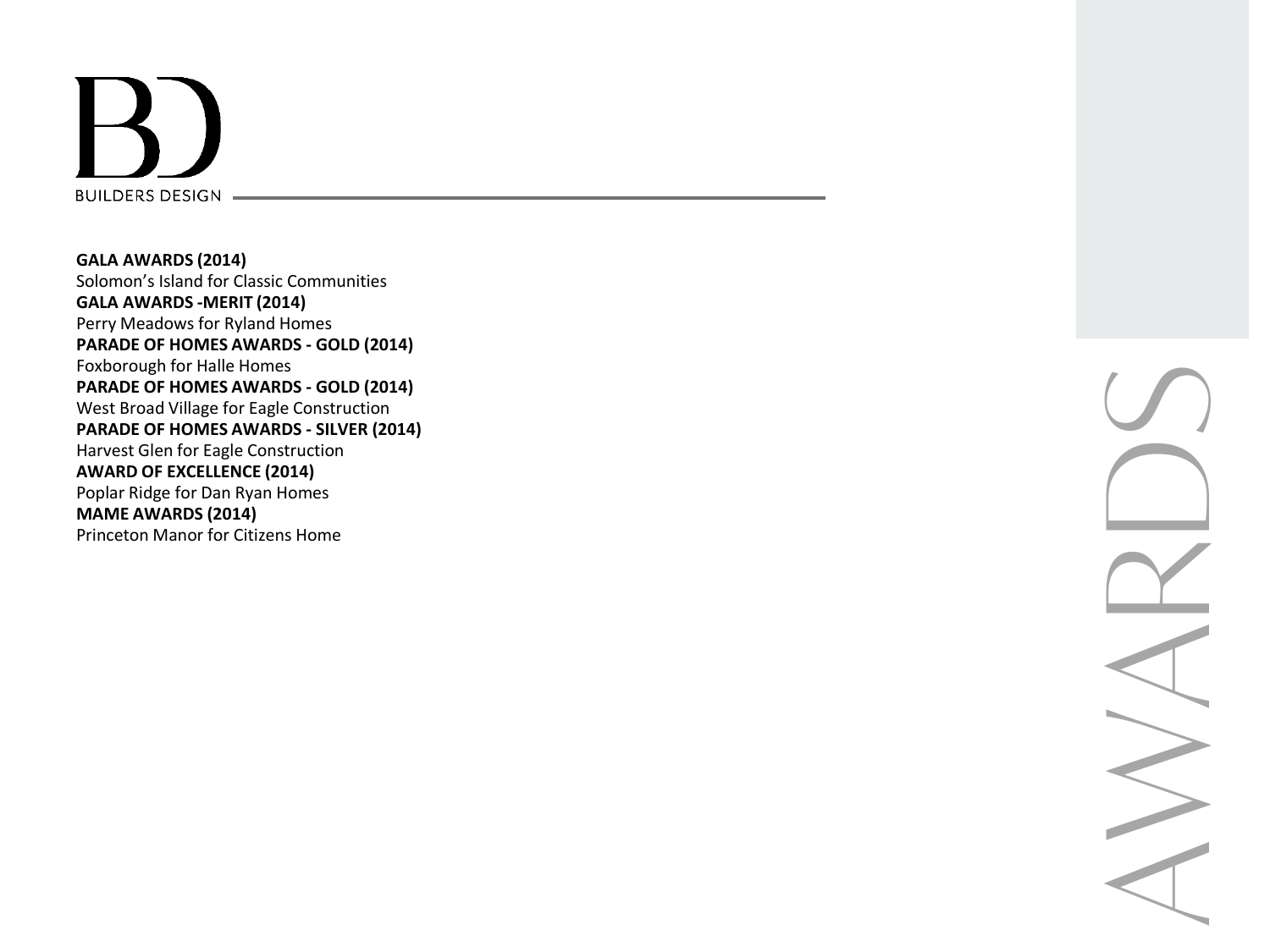BD

BUILDERS DESIGN

# AWARDS

**GALA AWARDS (2014)**
Solomon's Island for Classic Communities
**GALA AWARDS -MERIT (2014)**
Perry Meadows for Ryland Homes
**PARADE OF HOMES AWARDS - GOLD (2014)**
Foxborough for Halle Homes
**PARADE OF HOMES AWARDS - GOLD (2014)**
West Broad Village for Eagle Construction
**PARADE OF HOMES AWARDS - SILVER (2014)**
Harvest Glen for Eagle Construction
**AWARD OF EXCELLENCE (2014)**
Poplar Ridge for Dan Ryan Homes
**MAME AWARDS (2014)**
Princeton Manor for Citizens Home